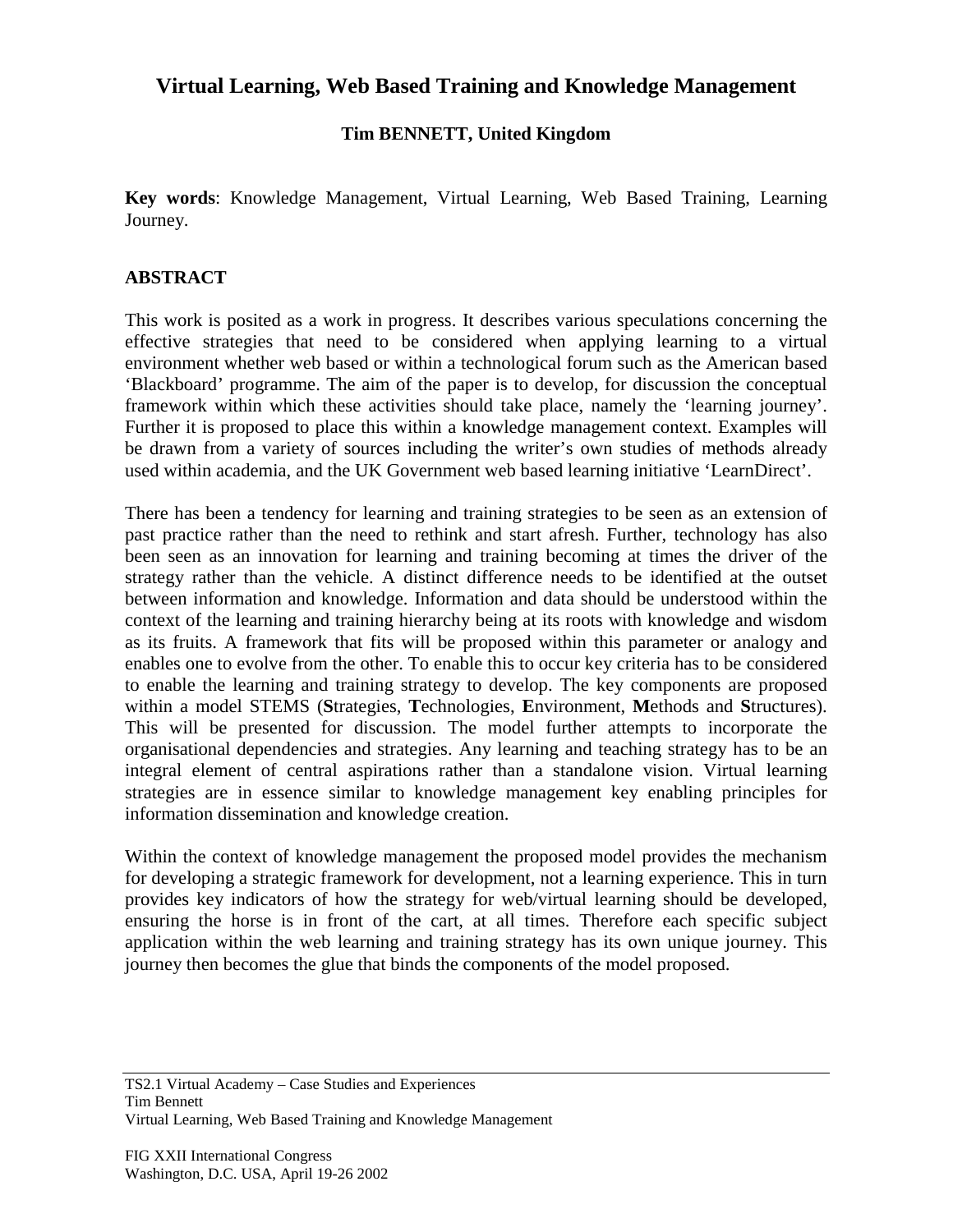# Virtual Learning, Web Based Training and Knowledge Management

**Tim BENNETT, United Kingdom**

**Key words**: Knowledge Management, Virtual Learning, Web Based Training, Learning Journey.

## ABSTRACT

This work is posited as a work in progress. It describes various speculations concerning the effective strategies that need to be considered when applying learning to a virtual environment whether web based or within a technological forum such as the American based 'Blackboard' programme. The aim of the paper is to develop, for discussion the conceptual framework within which these activities should take place, namely the 'learning journey'. Further it is proposed to place this within a knowledge management context. Examples will be drawn from a variety of sources including the writer's own studies of methods already used within academia, and the UK Government web based learning initiative 'LearnDirect'.

There has been a tendency for learning and training strategies to be seen as an extension of past practice rather than the need to rethink and start afresh. Further, technology has also been seen as an innovation for learning and training becoming at times the driver of the strategy rather than the vehicle. A distinct difference needs to be identified at the outset between information and knowledge. Information and data should be understood within the context of the learning and training hierarchy being at its roots with knowledge and wisdom as its fruits. A framework that fits will be proposed within this parameter or analogy and enables one to evolve from the other. To enable this to occur key criteria has to be considered to enable the learning and training strategy to develop. The key components are proposed within a model STEMS (**S**trategies, **T**echnologies, **E**nvironment, **M**ethods and **S**tructures). This will be presented for discussion. The model further attempts to incorporate the organisational dependencies and strategies. Any learning and teaching strategy has to be an integral element of central aspirations rather than a standalone vision. Virtual learning strategies are in essence similar to knowledge management key enabling principles for information dissemination and knowledge creation.

Within the context of knowledge management the proposed model provides the mechanism for developing a strategic framework for development, not a learning experience. This in turn provides key indicators of how the strategy for web/virtual learning should be developed, ensuring the horse is in front of the cart, at all times. Therefore each specific subject application within the web learning and training strategy has its own unique journey. This journey then becomes the glue that binds the components of the model proposed.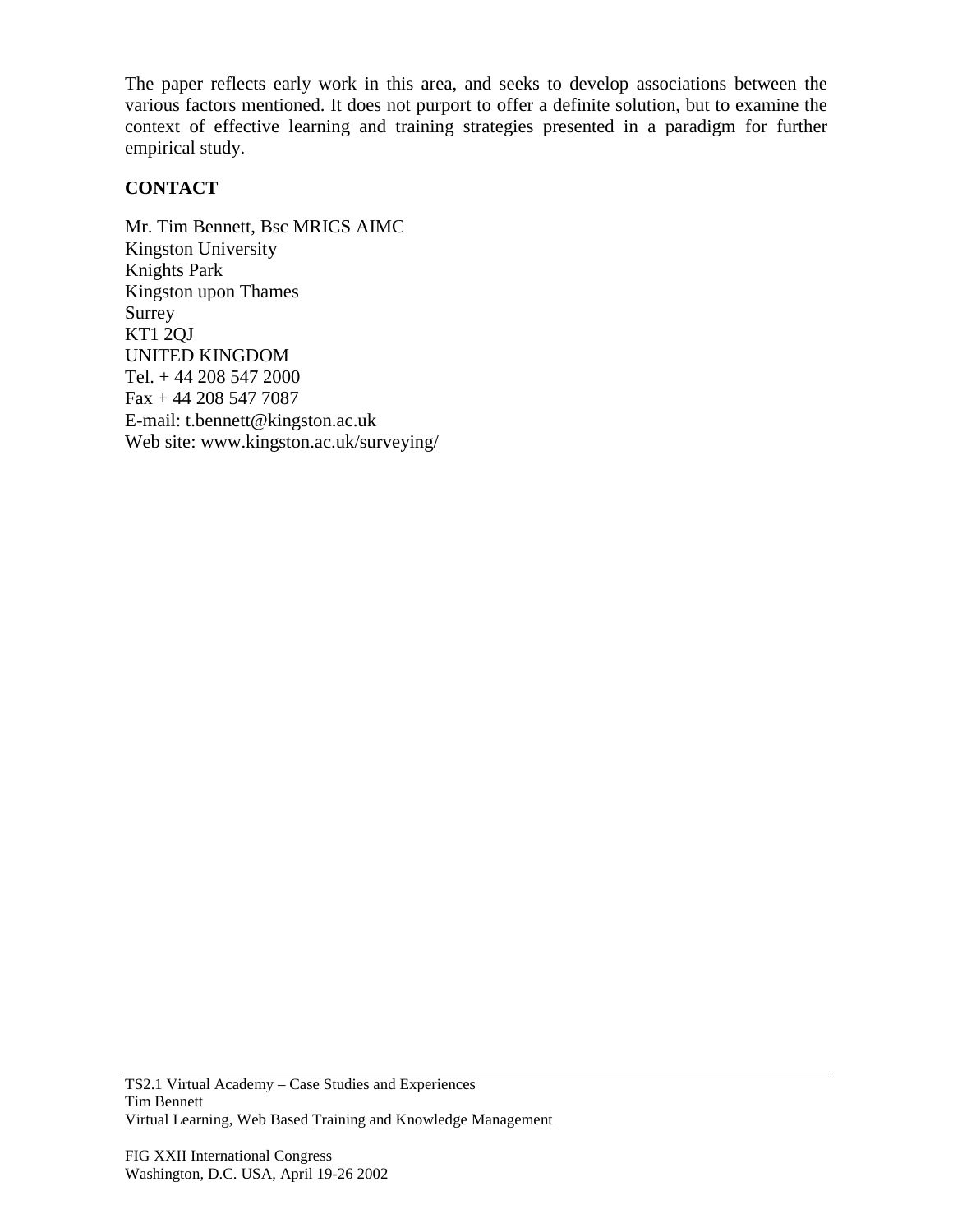The paper reflects early work in this area, and seeks to develop associations between the various factors mentioned. It does not purport to offer a definite solution, but to examine the context of effective learning and training strategies presented in a paradigm for further empirical study.

## CONTACT

Mr. Tim Bennett, Bsc MRICS AIMC  
Kingston University  
Knights Park  
Kingston upon Thames  
Surrey  
KT1 2QJ  
UNITED KINGDOM  
Tel. + 44 208 547 2000  
Fax + 44 208 547 7087  
E-mail: t.bennett@kingston.ac.uk  
Web site: www.kingston.ac.uk/surveying/